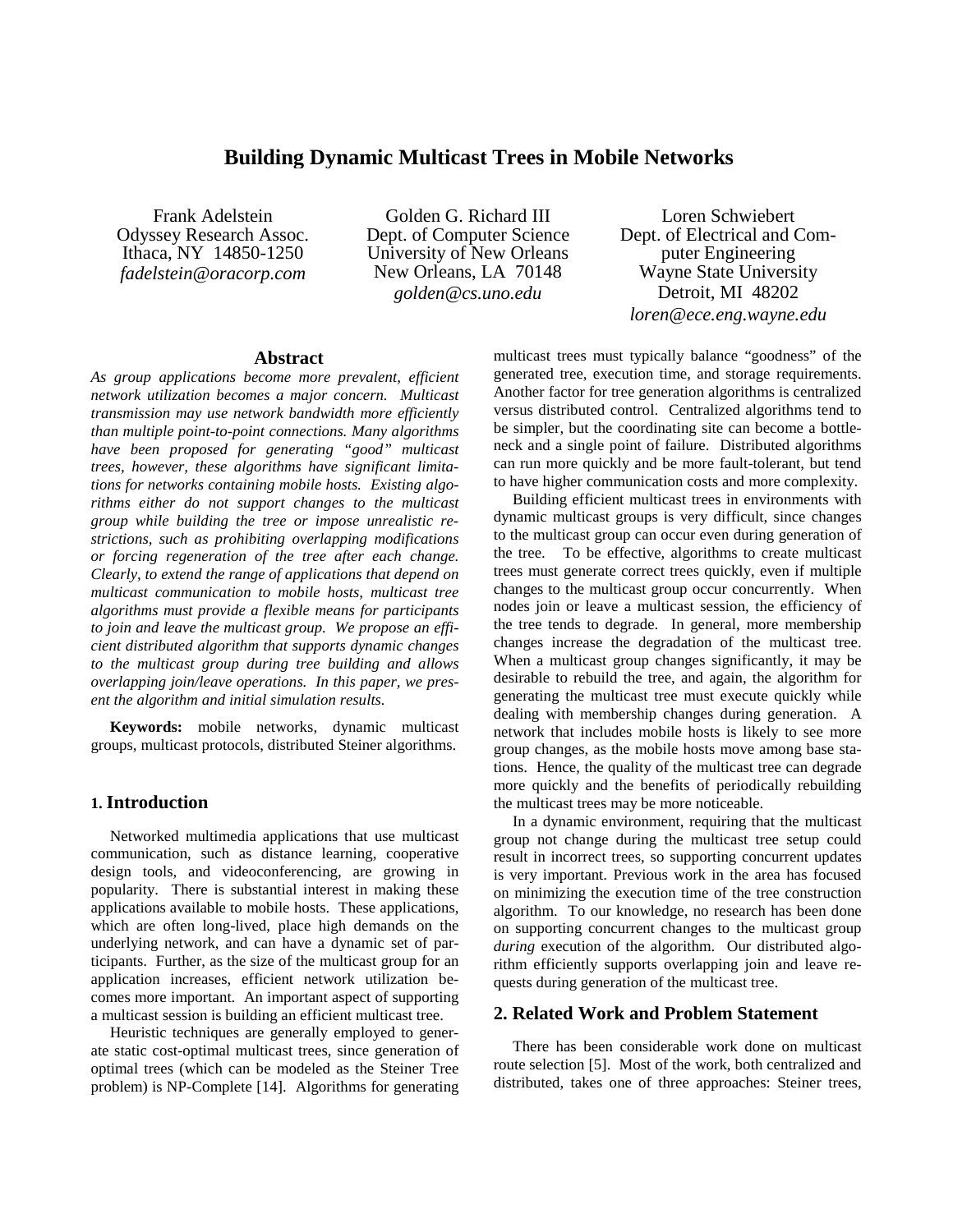# Building Dynamic Multicast Trees in Mobile Networks

Frank Adelstein
Odyssey Research Assoc.
Ithaca, NY 14850-1250
*fadelstein@oracorp.com*

Golden G. Richard III
Dept. of Computer Science
University of New Orleans
New Orleans, LA 70148
*golden@cs.uno.edu*

Loren Schwiebert
Dept. of Electrical and Computer Engineering
Wayne State University
Detroit, MI 48202
*loren@ece.eng.wayne.edu*

## Abstract

*As group applications become more prevalent, efficient network utilization becomes a major concern. Multicast transmission may use network bandwidth more efficiently than multiple point-to-point connections. Many algorithms have been proposed for generating "good" multicast trees, however, these algorithms have significant limitations for networks containing mobile hosts. Existing algorithms either do not support changes to the multicast group while building the tree or impose unrealistic restrictions, such as prohibiting overlapping modifications or forcing regeneration of the tree after each change. Clearly, to extend the range of applications that depend on multicast communication to mobile hosts, multicast tree algorithms must provide a flexible means for participants to join and leave the multicast group. We propose an efficient distributed algorithm that supports dynamic changes to the multicast group during tree building and allows overlapping join/leave operations. In this paper, we present the algorithm and initial simulation results.*

**Keywords:** mobile networks, dynamic multicast groups, multicast protocols, distributed Steiner algorithms.

## 1. Introduction

Networked multimedia applications that use multicast communication, such as distance learning, cooperative design tools, and videoconferencing, are growing in popularity. There is substantial interest in making these applications available to mobile hosts. These applications, which are often long-lived, place high demands on the underlying network, and can have a dynamic set of participants. Further, as the size of the multicast group for an application increases, efficient network utilization becomes more important. An important aspect of supporting a multicast session is building an efficient multicast tree.

Heuristic techniques are generally employed to generate static cost-optimal multicast trees, since generation of optimal trees (which can be modeled as the Steiner Tree problem) is NP-Complete [14]. Algorithms for generating multicast trees must typically balance "goodness" of the generated tree, execution time, and storage requirements. Another factor for tree generation algorithms is centralized versus distributed control. Centralized algorithms tend to be simpler, but the coordinating site can become a bottleneck and a single point of failure. Distributed algorithms can run more quickly and be more fault-tolerant, but tend to have higher communication costs and more complexity.

Building efficient multicast trees in environments with dynamic multicast groups is very difficult, since changes to the multicast group can occur even during generation of the tree. To be effective, algorithms to create multicast trees must generate correct trees quickly, even if multiple changes to the multicast group occur concurrently. When nodes join or leave a multicast session, the efficiency of the tree tends to degrade. In general, more membership changes increase the degradation of the multicast tree. When a multicast group changes significantly, it may be desirable to rebuild the tree, and again, the algorithm for generating the multicast tree must execute quickly while dealing with membership changes during generation. A network that includes mobile hosts is likely to see more group changes, as the mobile hosts move among base stations. Hence, the quality of the multicast tree can degrade more quickly and the benefits of periodically rebuilding the multicast trees may be more noticeable.

In a dynamic environment, requiring that the multicast group not change during the multicast tree setup could result in incorrect trees, so supporting concurrent updates is very important. Previous work in the area has focused on minimizing the execution time of the tree construction algorithm. To our knowledge, no research has been done on supporting concurrent changes to the multicast group *during* execution of the algorithm. Our distributed algorithm efficiently supports overlapping join and leave requests during generation of the multicast tree.

## 2. Related Work and Problem Statement

There has been considerable work done on multicast route selection [5]. Most of the work, both centralized and distributed, takes one of three approaches: Steiner trees,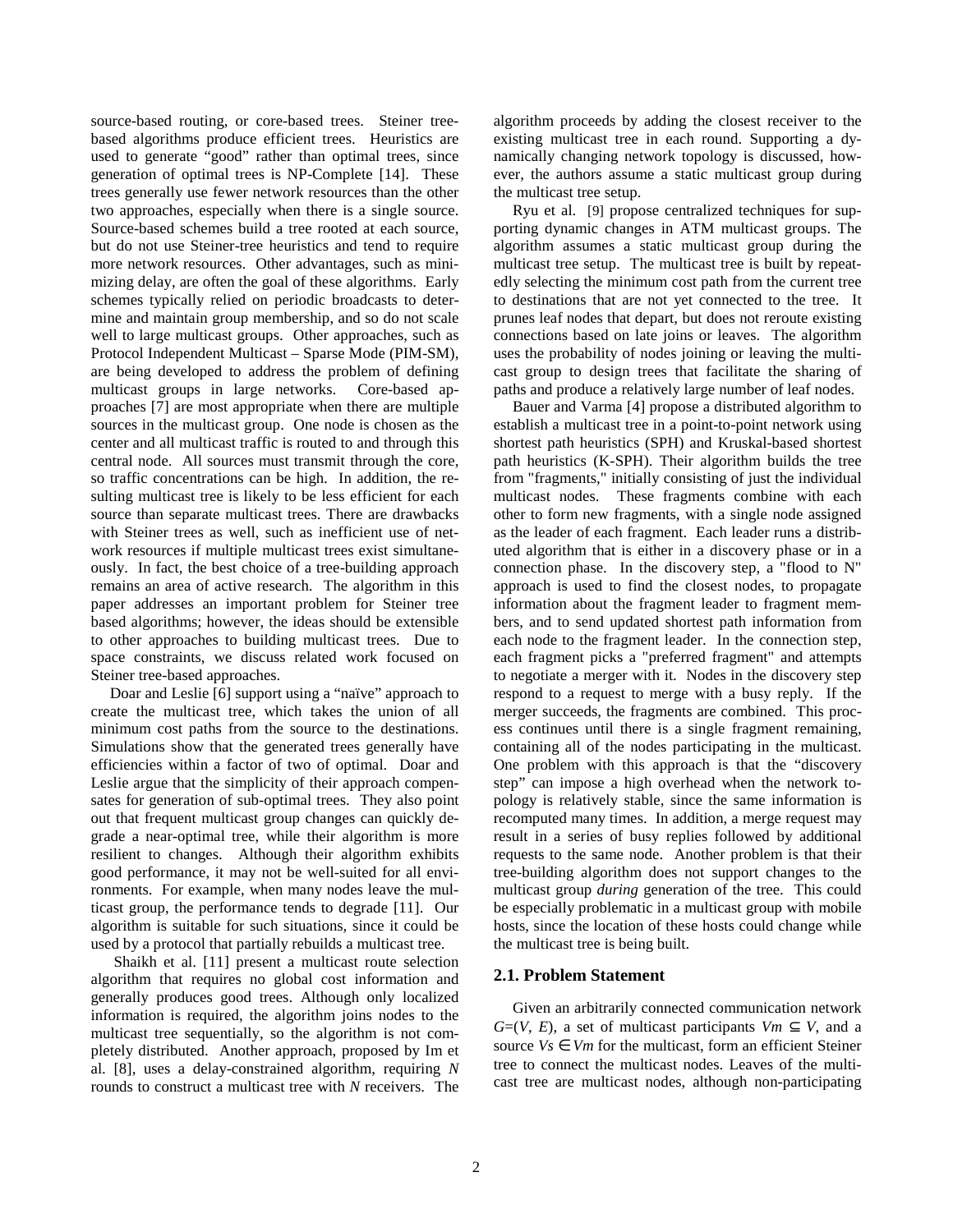source-based routing, or core-based trees. Steiner tree-based algorithms produce efficient trees. Heuristics are used to generate "good" rather than optimal trees, since generation of optimal trees is NP-Complete [14]. These trees generally use fewer network resources than the other two approaches, especially when there is a single source. Source-based schemes build a tree rooted at each source, but do not use Steiner-tree heuristics and tend to require more network resources. Other advantages, such as minimizing delay, are often the goal of these algorithms. Early schemes typically relied on periodic broadcasts to determine and maintain group membership, and so do not scale well to large multicast groups. Other approaches, such as Protocol Independent Multicast – Sparse Mode (PIM-SM), are being developed to address the problem of defining multicast groups in large networks. Core-based approaches [7] are most appropriate when there are multiple sources in the multicast group. One node is chosen as the center and all multicast traffic is routed to and through this central node. All sources must transmit through the core, so traffic concentrations can be high. In addition, the resulting multicast tree is likely to be less efficient for each source than separate multicast trees. There are drawbacks with Steiner trees as well, such as inefficient use of network resources if multiple multicast trees exist simultaneously. In fact, the best choice of a tree-building approach remains an area of active research. The algorithm in this paper addresses an important problem for Steiner tree based algorithms; however, the ideas should be extensible to other approaches to building multicast trees. Due to space constraints, we discuss related work focused on Steiner tree-based approaches.

Doar and Leslie [6] support using a "naïve" approach to create the multicast tree, which takes the union of all minimum cost paths from the source to the destinations. Simulations show that the generated trees generally have efficiencies within a factor of two of optimal. Doar and Leslie argue that the simplicity of their approach compensates for generation of sub-optimal trees. They also point out that frequent multicast group changes can quickly degrade a near-optimal tree, while their algorithm is more resilient to changes. Although their algorithm exhibits good performance, it may not be well-suited for all environments. For example, when many nodes leave the multicast group, the performance tends to degrade [11]. Our algorithm is suitable for such situations, since it could be used by a protocol that partially rebuilds a multicast tree.

Shaikh et al. [11] present a multicast route selection algorithm that requires no global cost information and generally produces good trees. Although only localized information is required, the algorithm joins nodes to the multicast tree sequentially, so the algorithm is not completely distributed. Another approach, proposed by Im et al. [8], uses a delay-constrained algorithm, requiring $N$ rounds to construct a multicast tree with $N$ receivers. The algorithm proceeds by adding the closest receiver to the existing multicast tree in each round. Supporting a dynamically changing network topology is discussed, however, the authors assume a static multicast group during the multicast tree setup.

Ryu et al. [9] propose centralized techniques for supporting dynamic changes in ATM multicast groups. The algorithm assumes a static multicast group during the multicast tree setup. The multicast tree is built by repeatedly selecting the minimum cost path from the current tree to destinations that are not yet connected to the tree. It prunes leaf nodes that depart, but does not reroute existing connections based on late joins or leaves. The algorithm uses the probability of nodes joining or leaving the multicast group to design trees that facilitate the sharing of paths and produce a relatively large number of leaf nodes.

Bauer and Varma [4] propose a distributed algorithm to establish a multicast tree in a point-to-point network using shortest path heuristics (SPH) and Kruskal-based shortest path heuristics (K-SPH). Their algorithm builds the tree from "fragments," initially consisting of just the individual multicast nodes. These fragments combine with each other to form new fragments, with a single node assigned as the leader of each fragment. Each leader runs a distributed algorithm that is either in a discovery phase or in a connection phase. In the discovery step, a "flood to N" approach is used to find the closest nodes, to propagate information about the fragment leader to fragment members, and to send updated shortest path information from each node to the fragment leader. In the connection step, each fragment picks a "preferred fragment" and attempts to negotiate a merger with it. Nodes in the discovery step respond to a request to merge with a busy reply. If the merger succeeds, the fragments are combined. This process continues until there is a single fragment remaining, containing all of the nodes participating in the multicast. One problem with this approach is that the "discovery step" can impose a high overhead when the network topology is relatively stable, since the same information is recomputed many times. In addition, a merge request may result in a series of busy replies followed by additional requests to the same node. Another problem is that their tree-building algorithm does not support changes to the multicast group *during* generation of the tree. This could be especially problematic in a multicast group with mobile hosts, since the location of these hosts could change while the multicast tree is being built.

## 2.1. Problem Statement

Given an arbitrarily connected communication network $G=(V, E)$, a set of multicast participants $Vm \subseteq V$, and a source $Vs \in Vm$ for the multicast, form an efficient Steiner tree to connect the multicast nodes. Leaves of the multicast tree are multicast nodes, although non-participating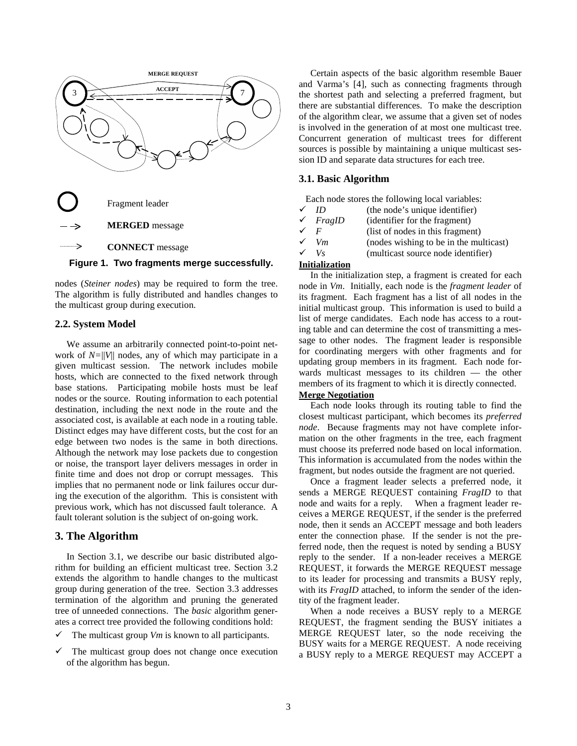Figure 1. Two fragments merge successfully.

nodes (*Steiner nodes*) may be required to form the tree. The algorithm is fully distributed and handles changes to the multicast group during execution.

### 2.2. System Model

We assume an arbitrarily connected point-to-point network of $N=||V||$ nodes, any of which may participate in a given multicast session. The network includes mobile hosts, which are connected to the fixed network through base stations. Participating mobile hosts must be leaf nodes or the source. Routing information to each potential destination, including the next node in the route and the associated cost, is available at each node in a routing table. Distinct edges may have different costs, but the cost for an edge between two nodes is the same in both directions. Although the network may lose packets due to congestion or noise, the transport layer delivers messages in order in finite time and does not drop or corrupt messages. This implies that no permanent node or link failures occur during the execution of the algorithm. This is consistent with previous work, which has not discussed fault tolerance. A fault tolerant solution is the subject of on-going work.

## 3. The Algorithm

In Section 3.1, we describe our basic distributed algorithm for building an efficient multicast tree. Section 3.2 extends the algorithm to handle changes to the multicast group during generation of the tree. Section 3.3 addresses termination of the algorithm and pruning the generated tree of unneeded connections. The *basic* algorithm generates a correct tree provided the following conditions hold:

- ✓ The multicast group *Vm* is known to all participants.
- ✓ The multicast group does not change once execution of the algorithm has begun.

Certain aspects of the basic algorithm resemble Bauer and Varma's [4], such as connecting fragments through the shortest path and selecting a preferred fragment, but there are substantial differences. To make the description of the algorithm clear, we assume that a given set of nodes is involved in the generation of at most one multicast tree. Concurrent generation of multicast trees for different sources is possible by maintaining a unique multicast session ID and separate data structures for each tree.

### 3.1. Basic Algorithm

Each node stores the following local variables:

- ✓ *ID* (the node's unique identifier)
- ✓ *FragID* (identifier for the fragment)
- ✓ *F* (list of nodes in this fragment)
- ✓ *Vm* (nodes wishing to be in the multicast)
- ✓ *Vs* (multicast source node identifier)

**Initialization**

In the initialization step, a fragment is created for each node in *Vm*. Initially, each node is the *fragment leader* of its fragment. Each fragment has a list of all nodes in the initial multicast group. This information is used to build a list of merge candidates. Each node has access to a routing table and can determine the cost of transmitting a message to other nodes. The fragment leader is responsible for coordinating mergers with other fragments and for updating group members in its fragment. Each node forwards multicast messages to its children — the other members of its fragment to which it is directly connected.

**Merge Negotiation**

Each node looks through its routing table to find the closest multicast participant, which becomes its *preferred node*. Because fragments may not have complete information on the other fragments in the tree, each fragment must choose its preferred node based on local information. This information is accumulated from the nodes within the fragment, but nodes outside the fragment are not queried.

Once a fragment leader selects a preferred node, it sends a MERGE REQUEST containing *FragID* to that node and waits for a reply. When a fragment leader receives a MERGE REQUEST, if the sender is the preferred node, then it sends an ACCEPT message and both leaders enter the connection phase. If the sender is not the preferred node, then the request is noted by sending a BUSY reply to the sender. If a non-leader receives a MERGE REQUEST, it forwards the MERGE REQUEST message to its leader for processing and transmits a BUSY reply, with its *FragID* attached, to inform the sender of the identity of the fragment leader.

When a node receives a BUSY reply to a MERGE REQUEST, the fragment sending the BUSY initiates a MERGE REQUEST later, so the node receiving the BUSY waits for a MERGE REQUEST. A node receiving a BUSY reply to a MERGE REQUEST may ACCEPT a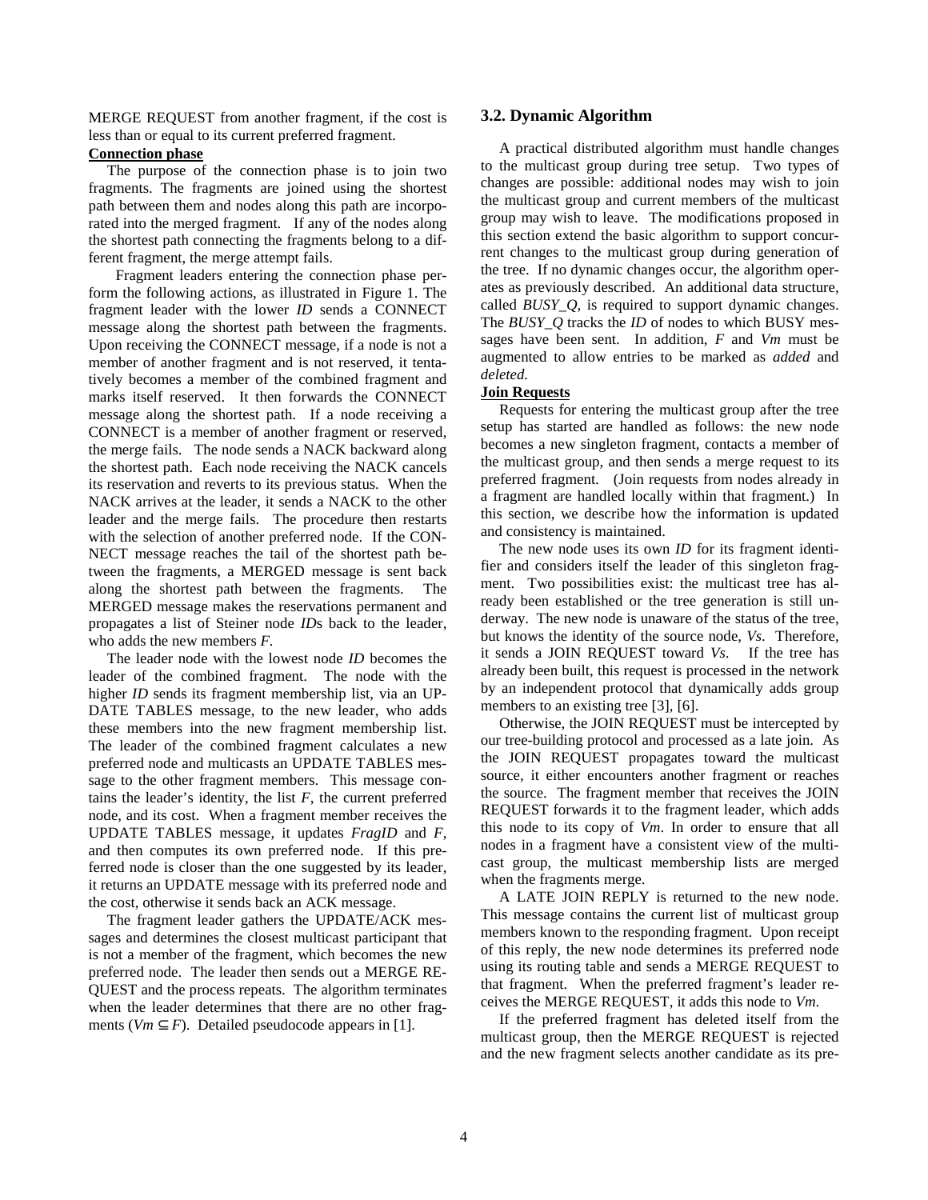MERGE REQUEST from another fragment, if the cost is less than or equal to its current preferred fragment.

**Connection phase**

The purpose of the connection phase is to join two fragments. The fragments are joined using the shortest path between them and nodes along this path are incorporated into the merged fragment. If any of the nodes along the shortest path connecting the fragments belong to a different fragment, the merge attempt fails.

Fragment leaders entering the connection phase perform the following actions, as illustrated in Figure 1. The fragment leader with the lower *ID* sends a CONNECT message along the shortest path between the fragments. Upon receiving the CONNECT message, if a node is not a member of another fragment and is not reserved, it tentatively becomes a member of the combined fragment and marks itself reserved. It then forwards the CONNECT message along the shortest path. If a node receiving a CONNECT is a member of another fragment or reserved, the merge fails. The node sends a NACK backward along the shortest path. Each node receiving the NACK cancels its reservation and reverts to its previous status. When the NACK arrives at the leader, it sends a NACK to the other leader and the merge fails. The procedure then restarts with the selection of another preferred node. If the CONNECT message reaches the tail of the shortest path between the fragments, a MERGED message is sent back along the shortest path between the fragments. The MERGED message makes the reservations permanent and propagates a list of Steiner node *ID*s back to the leader, who adds the new members *F*.

The leader node with the lowest node *ID* becomes the leader of the combined fragment. The node with the higher *ID* sends its fragment membership list, via an UPDATE TABLES message, to the new leader, who adds these members into the new fragment membership list. The leader of the combined fragment calculates a new preferred node and multicasts an UPDATE TABLES message to the other fragment members. This message contains the leader's identity, the list *F*, the current preferred node, and its cost. When a fragment member receives the UPDATE TABLES message, it updates *FragID* and *F*, and then computes its own preferred node. If this preferred node is closer than the one suggested by its leader, it returns an UPDATE message with its preferred node and the cost, otherwise it sends back an ACK message.

The fragment leader gathers the UPDATE/ACK messages and determines the closest multicast participant that is not a member of the fragment, which becomes the new preferred node. The leader then sends out a MERGE REQUEST and the process repeats. The algorithm terminates when the leader determines that there are no other fragments ($Vm \subseteq F$). Detailed pseudocode appears in [1].

### 3.2. Dynamic Algorithm

A practical distributed algorithm must handle changes to the multicast group during tree setup. Two types of changes are possible: additional nodes may wish to join the multicast group and current members of the multicast group may wish to leave. The modifications proposed in this section extend the basic algorithm to support concurrent changes to the multicast group during generation of the tree. If no dynamic changes occur, the algorithm operates as previously described. An additional data structure, called *BUSY_Q*, is required to support dynamic changes. The *BUSY_Q* tracks the *ID* of nodes to which BUSY messages have been sent. In addition, *F* and *Vm* must be augmented to allow entries to be marked as *added* and *deleted.*

**Join Requests**

Requests for entering the multicast group after the tree setup has started are handled as follows: the new node becomes a new singleton fragment, contacts a member of the multicast group, and then sends a merge request to its preferred fragment. (Join requests from nodes already in a fragment are handled locally within that fragment.) In this section, we describe how the information is updated and consistency is maintained.

The new node uses its own *ID* for its fragment identifier and considers itself the leader of this singleton fragment. Two possibilities exist: the multicast tree has already been established or the tree generation is still underway. The new node is unaware of the status of the tree, but knows the identity of the source node, *Vs*. Therefore, it sends a JOIN REQUEST toward *Vs*. If the tree has already been built, this request is processed in the network by an independent protocol that dynamically adds group members to an existing tree [3], [6].

Otherwise, the JOIN REQUEST must be intercepted by our tree-building protocol and processed as a late join. As the JOIN REQUEST propagates toward the multicast source, it either encounters another fragment or reaches the source. The fragment member that receives the JOIN REQUEST forwards it to the fragment leader, which adds this node to its copy of *Vm*. In order to ensure that all nodes in a fragment have a consistent view of the multicast group, the multicast membership lists are merged when the fragments merge.

A LATE JOIN REPLY is returned to the new node. This message contains the current list of multicast group members known to the responding fragment. Upon receipt of this reply, the new node determines its preferred node using its routing table and sends a MERGE REQUEST to that fragment. When the preferred fragment's leader receives the MERGE REQUEST, it adds this node to *Vm*.

If the preferred fragment has deleted itself from the multicast group, then the MERGE REQUEST is rejected and the new fragment selects another candidate as its pre-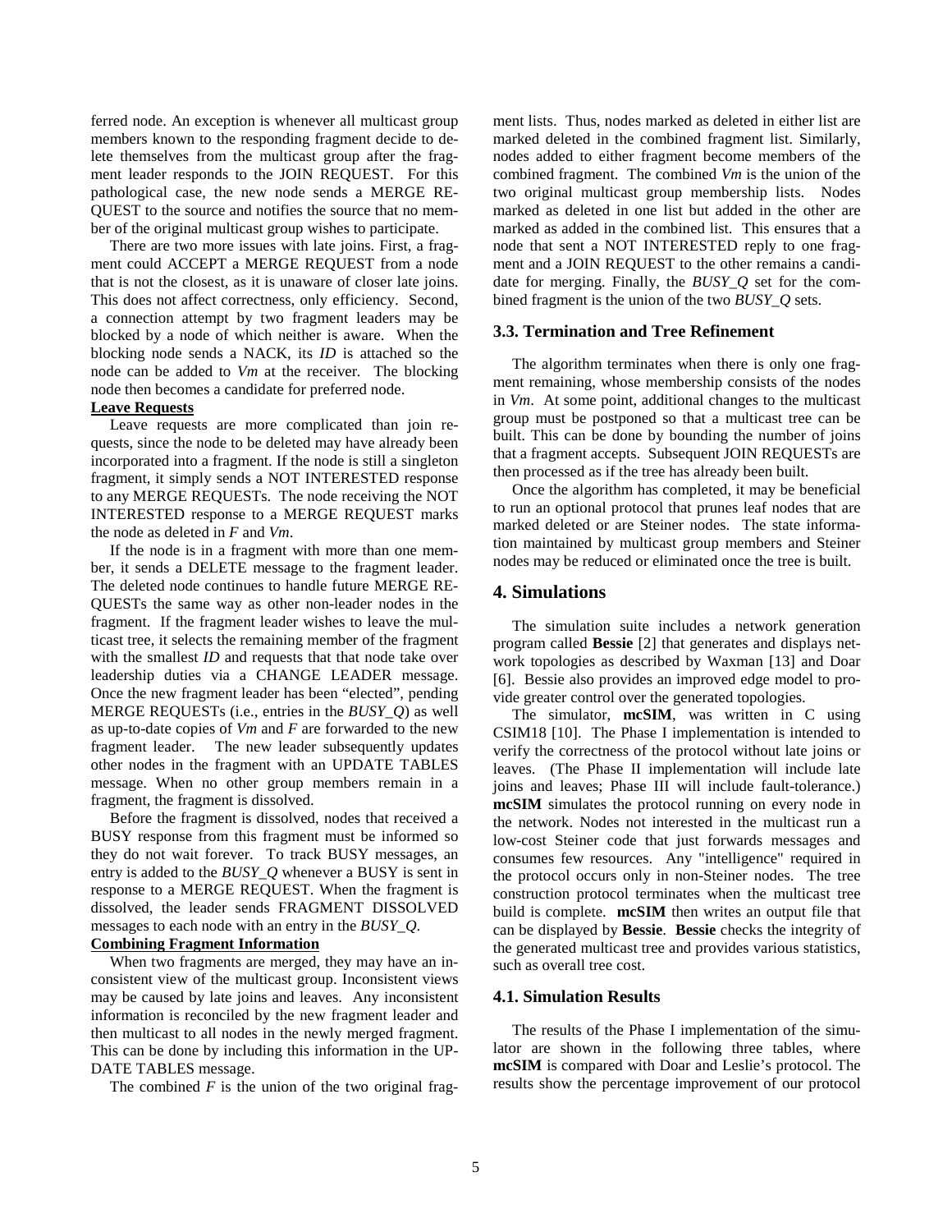ferred node. An exception is whenever all multicast group members known to the responding fragment decide to delete themselves from the multicast group after the fragment leader responds to the JOIN REQUEST. For this pathological case, the new node sends a MERGE REQUEST to the source and notifies the source that no member of the original multicast group wishes to participate.

There are two more issues with late joins. First, a fragment could ACCEPT a MERGE REQUEST from a node that is not the closest, as it is unaware of closer late joins. This does not affect correctness, only efficiency. Second, a connection attempt by two fragment leaders may be blocked by a node of which neither is aware. When the blocking node sends a NACK, its *ID* is attached so the node can be added to *Vm* at the receiver. The blocking node then becomes a candidate for preferred node.

**Leave Requests**

Leave requests are more complicated than join requests, since the node to be deleted may have already been incorporated into a fragment. If the node is still a singleton fragment, it simply sends a NOT INTERESTED response to any MERGE REQUESTs. The node receiving the NOT INTERESTED response to a MERGE REQUEST marks the node as deleted in *F* and *Vm*.

If the node is in a fragment with more than one member, it sends a DELETE message to the fragment leader. The deleted node continues to handle future MERGE REQUESTs the same way as other non-leader nodes in the fragment. If the fragment leader wishes to leave the multicast tree, it selects the remaining member of the fragment with the smallest *ID* and requests that that node take over leadership duties via a CHANGE LEADER message. Once the new fragment leader has been "elected", pending MERGE REQUESTs (i.e., entries in the *BUSY_Q*) as well as up-to-date copies of *Vm* and *F* are forwarded to the new fragment leader. The new leader subsequently updates other nodes in the fragment with an UPDATE TABLES message. When no other group members remain in a fragment, the fragment is dissolved.

Before the fragment is dissolved, nodes that received a BUSY response from this fragment must be informed so they do not wait forever. To track BUSY messages, an entry is added to the *BUSY_Q* whenever a BUSY is sent in response to a MERGE REQUEST. When the fragment is dissolved, the leader sends FRAGMENT DISSOLVED messages to each node with an entry in the *BUSY_Q*.

**Combining Fragment Information**

When two fragments are merged, they may have an inconsistent view of the multicast group. Inconsistent views may be caused by late joins and leaves. Any inconsistent information is reconciled by the new fragment leader and then multicast to all nodes in the newly merged fragment. This can be done by including this information in the UPDATE TABLES message.

The combined *F* is the union of the two original fragment lists. Thus, nodes marked as deleted in either list are marked deleted in the combined fragment list. Similarly, nodes added to either fragment become members of the combined fragment. The combined *Vm* is the union of the two original multicast group membership lists. Nodes marked as deleted in one list but added in the other are marked as added in the combined list. This ensures that a node that sent a NOT INTERESTED reply to one fragment and a JOIN REQUEST to the other remains a candidate for merging. Finally, the *BUSY_Q* set for the combined fragment is the union of the two *BUSY_Q* sets.

### 3.3. Termination and Tree Refinement

The algorithm terminates when there is only one fragment remaining, whose membership consists of the nodes in *Vm*. At some point, additional changes to the multicast group must be postponed so that a multicast tree can be built. This can be done by bounding the number of joins that a fragment accepts. Subsequent JOIN REQUESTs are then processed as if the tree has already been built.

Once the algorithm has completed, it may be beneficial to run an optional protocol that prunes leaf nodes that are marked deleted or are Steiner nodes. The state information maintained by multicast group members and Steiner nodes may be reduced or eliminated once the tree is built.

## 4. Simulations

The simulation suite includes a network generation program called **Bessie** [2] that generates and displays network topologies as described by Waxman [13] and Doar [6]. Bessie also provides an improved edge model to provide greater control over the generated topologies.

The simulator, **mcSIM**, was written in C using CSIM18 [10]. The Phase I implementation is intended to verify the correctness of the protocol without late joins or leaves. (The Phase II implementation will include late joins and leaves; Phase III will include fault-tolerance.) **mcSIM** simulates the protocol running on every node in the network. Nodes not interested in the multicast run a low-cost Steiner code that just forwards messages and consumes few resources. Any "intelligence" required in the protocol occurs only in non-Steiner nodes. The tree construction protocol terminates when the multicast tree build is complete. **mcSIM** then writes an output file that can be displayed by **Bessie**. **Bessie** checks the integrity of the generated multicast tree and provides various statistics, such as overall tree cost.

### 4.1. Simulation Results

The results of the Phase I implementation of the simulator are shown in the following three tables, where **mcSIM** is compared with Doar and Leslie's protocol. The results show the percentage improvement of our protocol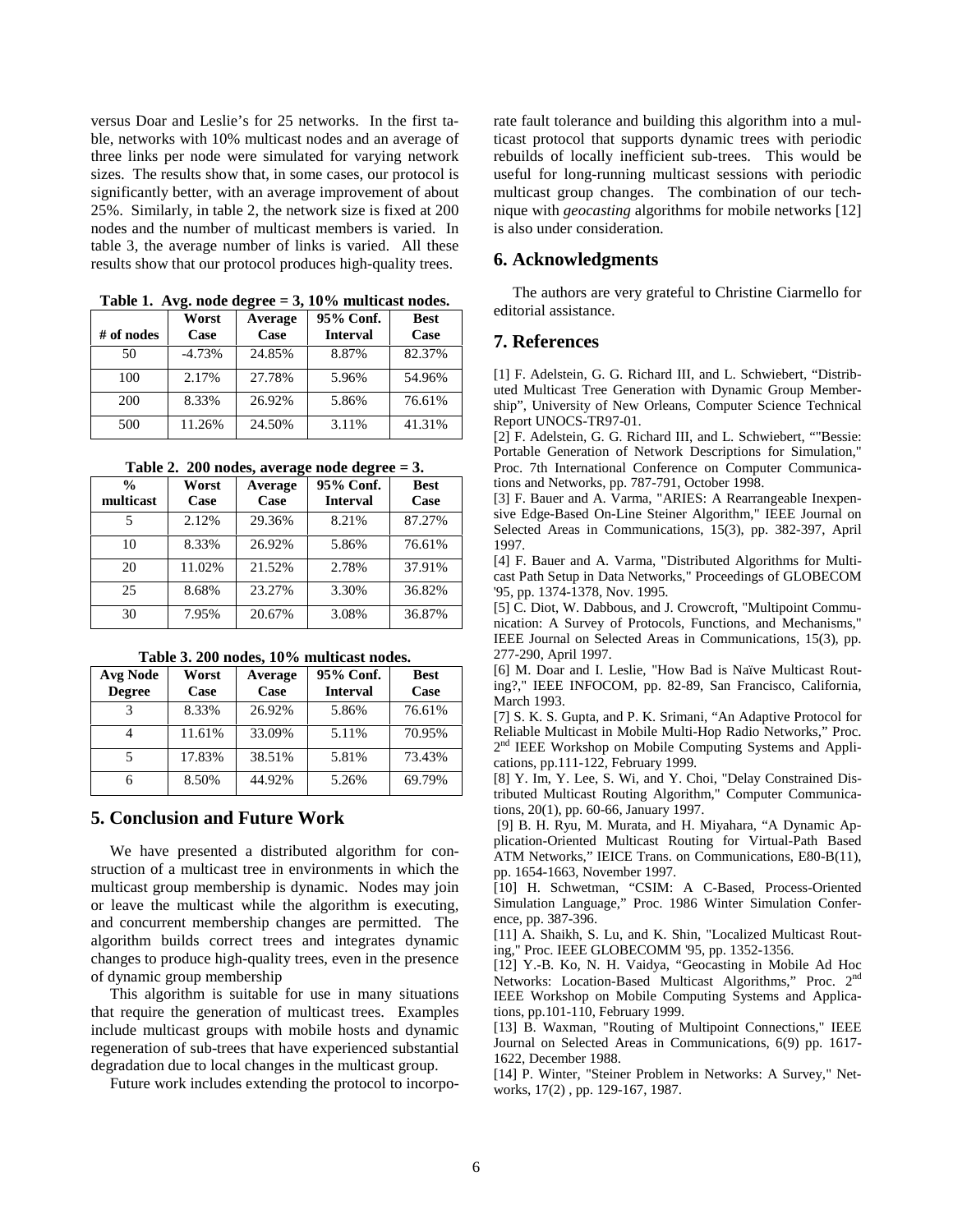versus Doar and Leslie's for 25 networks. In the first table, networks with 10% multicast nodes and an average of three links per node were simulated for varying network sizes. The results show that, in some cases, our protocol is significantly better, with an average improvement of about 25%. Similarly, in table 2, the network size is fixed at 200 nodes and the number of multicast members is varied. In table 3, the average number of links is varied. All these results show that our protocol produces high-quality trees.

**Table 1. Avg. node degree = 3, 10% multicast nodes.**

| # of nodes | Worst Case | Average Case | 95% Conf. Interval | Best Case |
|---|---|---|---|---|
| 50 | -4.73% | 24.85% | 8.87% | 82.37% |
| 100 | 2.17% | 27.78% | 5.96% | 54.96% |
| 200 | 8.33% | 26.92% | 5.86% | 76.61% |
| 500 | 11.26% | 24.50% | 3.11% | 41.31% |

**Table 2. 200 nodes, average node degree = 3.**

| % multicast | Worst Case | Average Case | 95% Conf. Interval | Best Case |
|---|---|---|---|---|
| 5 | 2.12% | 29.36% | 8.21% | 87.27% |
| 10 | 8.33% | 26.92% | 5.86% | 76.61% |
| 20 | 11.02% | 21.52% | 2.78% | 37.91% |
| 25 | 8.68% | 23.27% | 3.30% | 36.82% |
| 30 | 7.95% | 20.67% | 3.08% | 36.87% |

**Table 3. 200 nodes, 10% multicast nodes.**

| Avg Node Degree | Worst Case | Average Case | 95% Conf. Interval | Best Case |
|---|---|---|---|---|
| 3 | 8.33% | 26.92% | 5.86% | 76.61% |
| 4 | 11.61% | 33.09% | 5.11% | 70.95% |
| 5 | 17.83% | 38.51% | 5.81% | 73.43% |
| 6 | 8.50% | 44.92% | 5.26% | 69.79% |

## 5. Conclusion and Future Work

We have presented a distributed algorithm for construction of a multicast tree in environments in which the multicast group membership is dynamic. Nodes may join or leave the multicast while the algorithm is executing, and concurrent membership changes are permitted. The algorithm builds correct trees and integrates dynamic changes to produce high-quality trees, even in the presence of dynamic group membership

This algorithm is suitable for use in many situations that require the generation of multicast trees. Examples include multicast groups with mobile hosts and dynamic regeneration of sub-trees that have experienced substantial degradation due to local changes in the multicast group.

Future work includes extending the protocol to incorporate fault tolerance and building this algorithm into a multicast protocol that supports dynamic trees with periodic rebuilds of locally inefficient sub-trees. This would be useful for long-running multicast sessions with periodic multicast group changes. The combination of our technique with *geocasting* algorithms for mobile networks [12] is also under consideration.

## 6. Acknowledgments

The authors are very grateful to Christine Ciarmello for editorial assistance.

## 7. References

[1] F. Adelstein, G. G. Richard III, and L. Schwiebert, "Distributed Multicast Tree Generation with Dynamic Group Membership", University of New Orleans, Computer Science Technical Report UNOCS-TR97-01.

[2] F. Adelstein, G. G. Richard III, and L. Schwiebert, ""Bessie: Portable Generation of Network Descriptions for Simulation," Proc. 7th International Conference on Computer Communications and Networks, pp. 787-791, October 1998.

[3] F. Bauer and A. Varma, "ARIES: A Rearrangeable Inexpensive Edge-Based On-Line Steiner Algorithm," IEEE Journal on Selected Areas in Communications, 15(3), pp. 382-397, April 1997.

[4] F. Bauer and A. Varma, "Distributed Algorithms for Multicast Path Setup in Data Networks," Proceedings of GLOBECOM '95, pp. 1374-1378, Nov. 1995.

[5] C. Diot, W. Dabbous, and J. Crowcroft, "Multipoint Communication: A Survey of Protocols, Functions, and Mechanisms," IEEE Journal on Selected Areas in Communications, 15(3), pp. 277-290, April 1997.

[6] M. Doar and I. Leslie, "How Bad is Naïve Multicast Routing?," IEEE INFOCOM, pp. 82-89, San Francisco, California, March 1993.

[7] S. K. S. Gupta, and P. K. Srimani, "An Adaptive Protocol for Reliable Multicast in Mobile Multi-Hop Radio Networks," Proc. 2nd IEEE Workshop on Mobile Computing Systems and Applications, pp.111-122, February 1999.

[8] Y. Im, Y. Lee, S. Wi, and Y. Choi, "Delay Constrained Distributed Multicast Routing Algorithm," Computer Communications, 20(1), pp. 60-66, January 1997.

[9] B. H. Ryu, M. Murata, and H. Miyahara, "A Dynamic Application-Oriented Multicast Routing for Virtual-Path Based ATM Networks," IEICE Trans. on Communications, E80-B(11), pp. 1654-1663, November 1997.

[10] H. Schwetman, "CSIM: A C-Based, Process-Oriented Simulation Language," Proc. 1986 Winter Simulation Conference, pp. 387-396.

[11] A. Shaikh, S. Lu, and K. Shin, "Localized Multicast Routing," Proc. IEEE GLOBECOMM '95, pp. 1352-1356.

[12] Y.-B. Ko, N. H. Vaidya, "Geocasting in Mobile Ad Hoc Networks: Location-Based Multicast Algorithms," Proc. 2nd IEEE Workshop on Mobile Computing Systems and Applications, pp.101-110, February 1999.

[13] B. Waxman, "Routing of Multipoint Connections," IEEE Journal on Selected Areas in Communications, 6(9) pp. 1617-1622, December 1988.

[14] P. Winter, "Steiner Problem in Networks: A Survey," Networks, 17(2) , pp. 129-167, 1987.